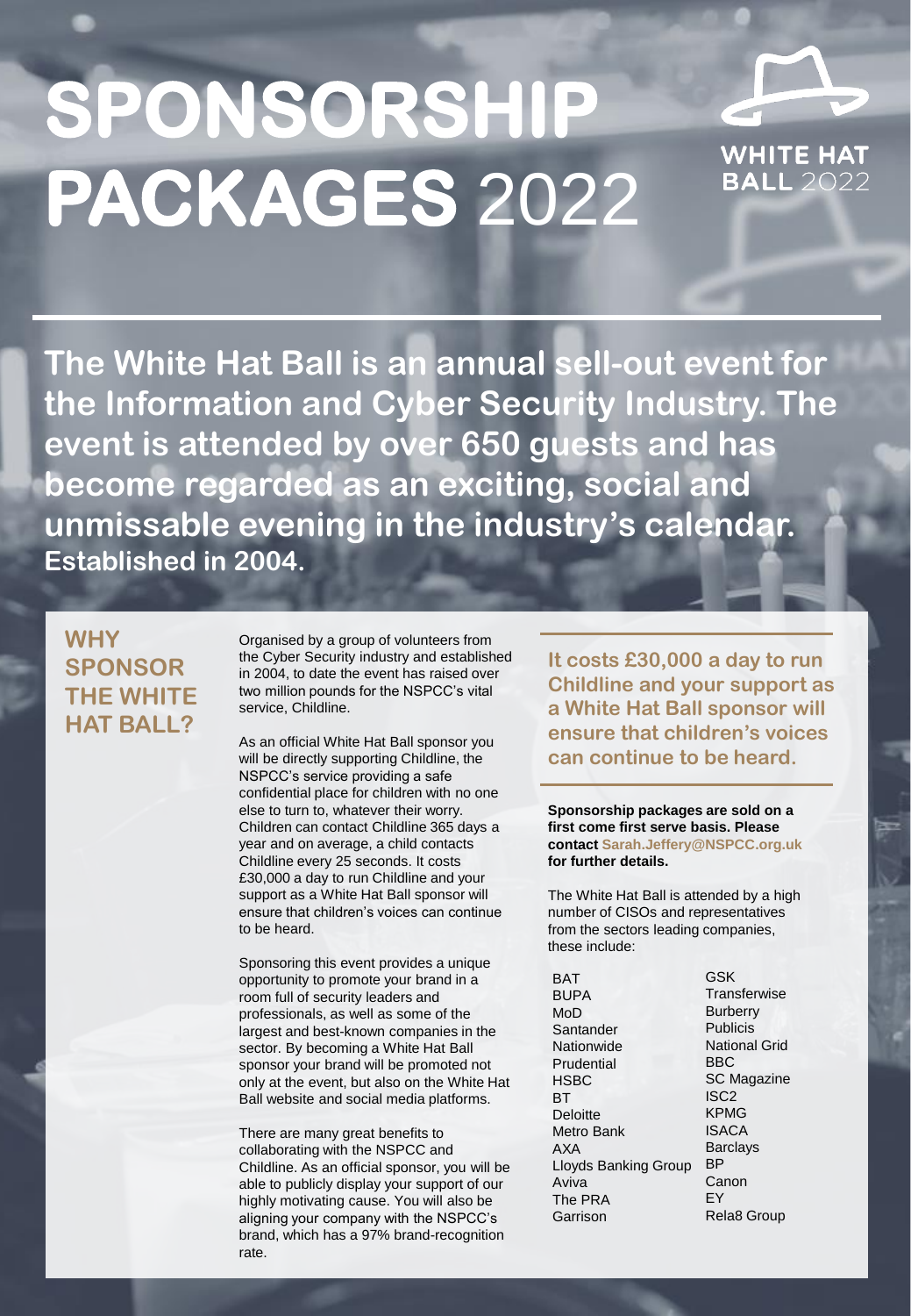# SPONSORSHIP PACKAGES 2022

WHITE HAT BALL 2022

**The White Hat Ball is an annual sell-out event for the Information and Cyber Security Industry. The event is attended by over 650 guests and has become regarded as an exciting, social and unmissable evening in the industry's calendar. Established in 2004.**

## WHY SPONSOR THE WHITE HAT BALL?

Organised by a group of volunteers from the Cyber Security industry and established in 2004, to date the event has raised over two million pounds for the NSPCC's vital service, Childline.

As an official White Hat Ball sponsor you will be directly supporting Childline, the NSPCC's service providing a safe confidential place for children with no one else to turn to, whatever their worry. Children can contact Childline 365 days a year and on average, a child contacts Childline every 25 seconds. It costs £30,000 a day to run Childline and your support as a White Hat Ball sponsor will ensure that children's voices can continue to be heard.

Sponsoring this event provides a unique opportunity to promote your brand in a room full of security leaders and professionals, as well as some of the largest and best-known companies in the sector. By becoming a White Hat Ball sponsor your brand will be promoted not only at the event, but also on the White Hat Ball website and social media platforms.

There are many great benefits to collaborating with the NSPCC and Childline. As an official sponsor, you will be able to publicly display your support of our highly motivating cause. You will also be aligning your company with the NSPCC's brand, which has a 97% brand-recognition rate.

**It costs £30,000 a day to run Childline and your support as a White Hat Ball sponsor will ensure that children's voices can continue to be heard.**

**Sponsorship packages are sold on a first come first serve basis. Please contact Sarah.Jeffery@NSPCC.org.uk for further details.**

The White Hat Ball is attended by a high number of CISOs and representatives from the sectors leading companies, these include:

- BAT
- BUPA
- MoD
- Santander
- Nationwide
- Prudential
- HSBC
- BT
- Deloitte
- Metro Bank
- AXA
- Lloyds Banking Group
- Aviva
- The PRA
- Garrison
- GSK
- Transferwise
- Burberry
- Publicis
- National Grid
- BBC
- SC Magazine
- ISC2
- KPMG
- ISACA
- Barclays
- BP
- Canon
- EY
- Rela8 Group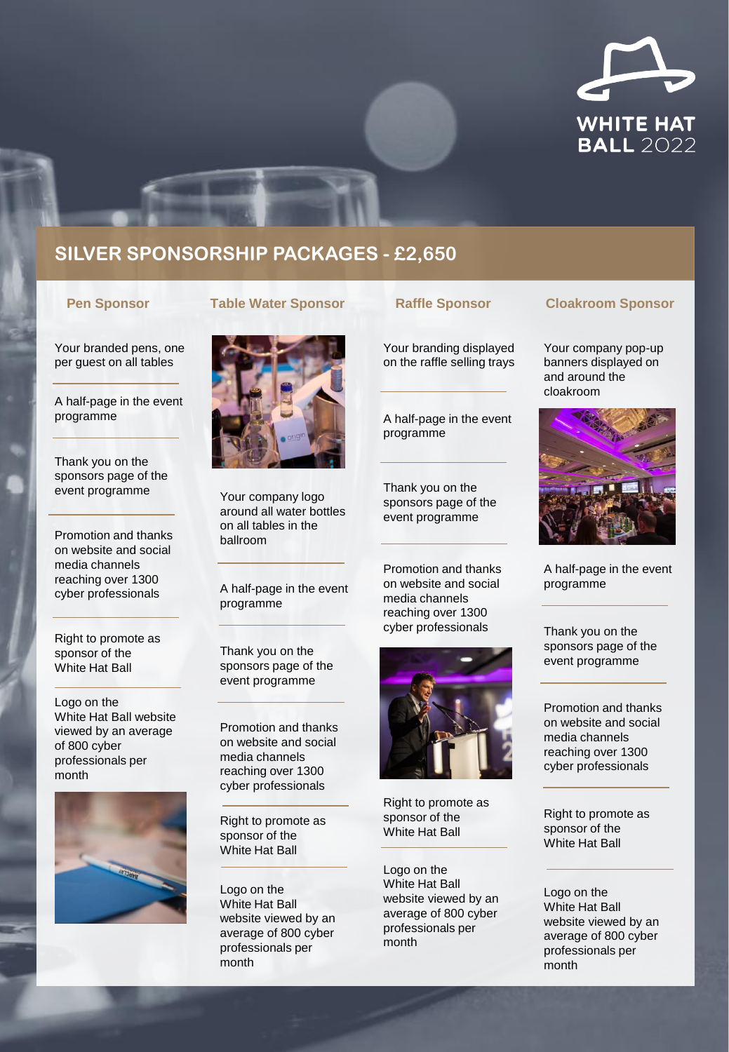WHITE HAT BALL 2022

## SILVER SPONSORSHIP PACKAGES - £2,650

### Pen Sponsor

- Your branded pens, one per guest on all tables
- A half-page in the event programme
- Thank you on the sponsors page of the event programme
- Promotion and thanks on website and social media channels reaching over 1300 cyber professionals
- Right to promote as sponsor of the White Hat Ball
- Logo on the White Hat Ball website viewed by an average of 800 cyber professionals per month

### Table Water Sponsor

- Your company logo around all water bottles on all tables in the ballroom
- A half-page in the event programme
- Thank you on the sponsors page of the event programme
- Promotion and thanks on website and social media channels reaching over 1300 cyber professionals
- Right to promote as sponsor of the White Hat Ball
- Logo on the White Hat Ball website viewed by an average of 800 cyber professionals per month

### Raffle Sponsor

- Your branding displayed on the raffle selling trays
- A half-page in the event programme
- Thank you on the sponsors page of the event programme
- Promotion and thanks on website and social media channels reaching over 1300 cyber professionals
- Right to promote as sponsor of the White Hat Ball
- Logo on the White Hat Ball website viewed by an average of 800 cyber professionals per month

### Cloakroom Sponsor

- Your company pop-up banners displayed on and around the cloakroom
- A half-page in the event programme
- Thank you on the sponsors page of the event programme
- Promotion and thanks on website and social media channels reaching over 1300 cyber professionals
- Right to promote as sponsor of the White Hat Ball
- Logo on the White Hat Ball website viewed by an average of 800 cyber professionals per month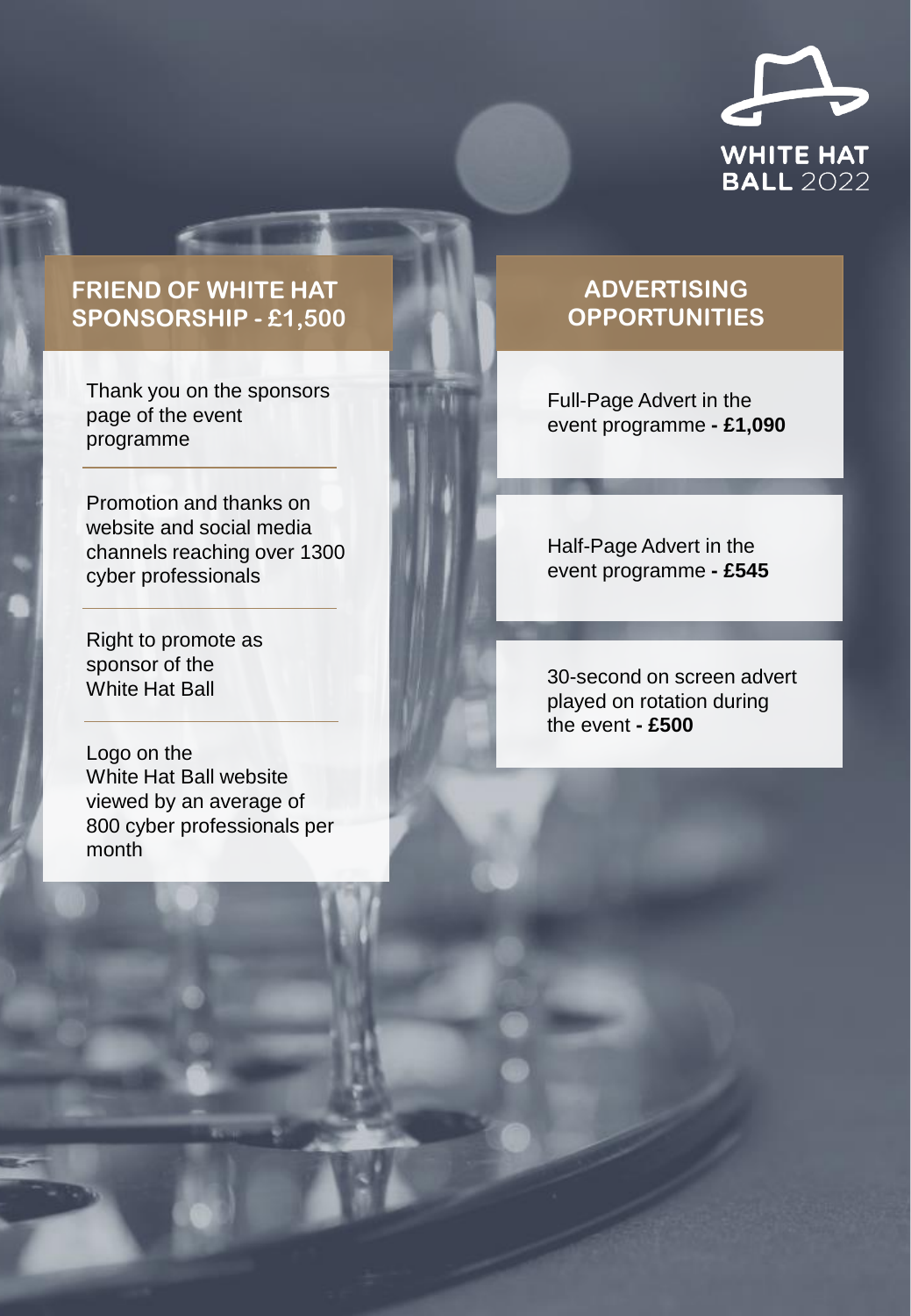WHITE HAT
BALL 2022

## FRIEND OF WHITE HAT SPONSORSHIP - £1,500

Thank you on the sponsors page of the event programme

Promotion and thanks on website and social media channels reaching over 1300 cyber professionals

Right to promote as sponsor of the White Hat Ball

Logo on the White Hat Ball website viewed by an average of 800 cyber professionals per month

## ADVERTISING OPPORTUNITIES

Full-Page Advert in the event programme **- £1,090**

Half-Page Advert in the event programme **- £545**

30-second on screen advert played on rotation during the event **- £500**